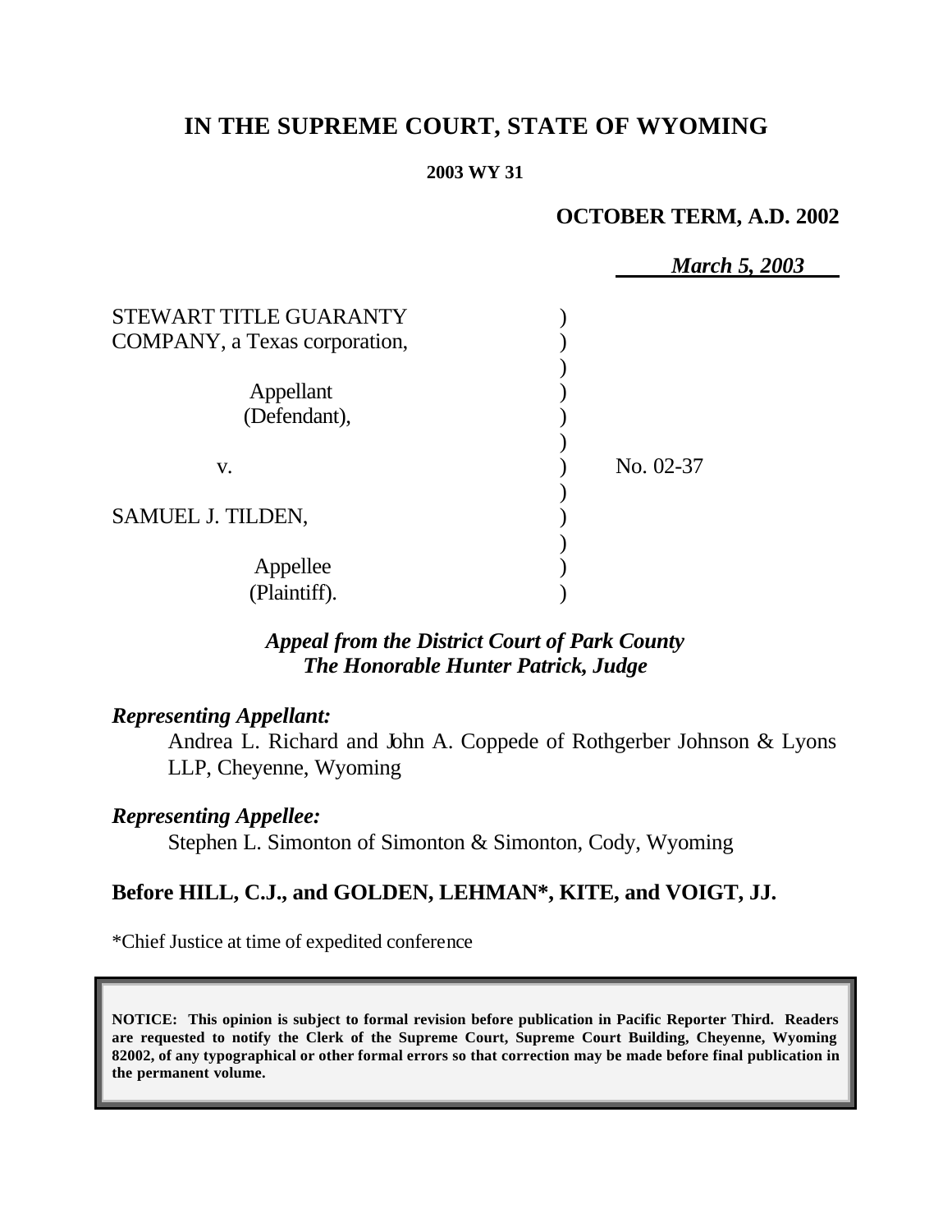# IN THE SUPREME COURT, STATE OF WYOMING

**2003 WY 31**

**OCTOBER TERM, A.D. 2002**

***March 5, 2003***

| | | |
|---|---|---|
| STEWART TITLE GUARANTY COMPANY, a Texas corporation, | ) | |
| Appellant (Defendant), | ) | |
| v. | ) | No. 02-37 |
| SAMUEL J. TILDEN, | ) | |
| Appellee (Plaintiff). | ) | |

***Appeal from the District Court of Park County***
***The Honorable Hunter Patrick, Judge***

***Representing Appellant:***

Andrea L. Richard and John A. Coppede of Rothgerber Johnson & Lyons LLP, Cheyenne, Wyoming

***Representing Appellee:***

Stephen L. Simonton of Simonton & Simonton, Cody, Wyoming

**Before HILL, C.J., and GOLDEN, LEHMAN\*, KITE, and VOIGT, JJ.**

\*Chief Justice at time of expedited conference

**NOTICE: This opinion is subject to formal revision before publication in Pacific Reporter Third. Readers are requested to notify the Clerk of the Supreme Court, Supreme Court Building, Cheyenne, Wyoming 82002, of any typographical or other formal errors so that correction may be made before final publication in the permanent volume.**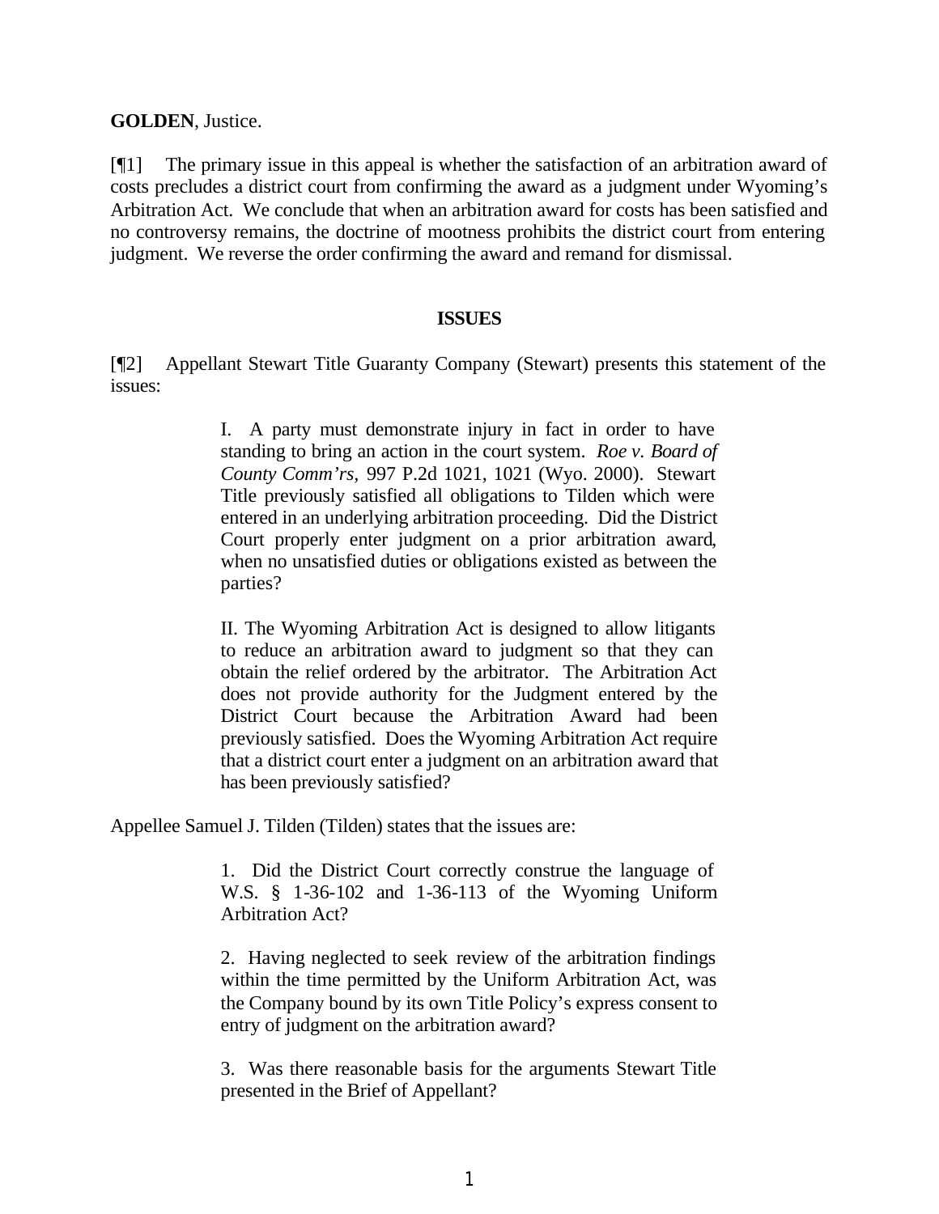**GOLDEN**, Justice.

[¶1] The primary issue in this appeal is whether the satisfaction of an arbitration award of costs precludes a district court from confirming the award as a judgment under Wyoming's Arbitration Act. We conclude that when an arbitration award for costs has been satisfied and no controversy remains, the doctrine of mootness prohibits the district court from entering judgment. We reverse the order confirming the award and remand for dismissal.

## ISSUES

[¶2] Appellant Stewart Title Guaranty Company (Stewart) presents this statement of the issues:

> I. A party must demonstrate injury in fact in order to have standing to bring an action in the court system. *Roe v. Board of County Comm'rs,* 997 P.2d 1021, 1021 (Wyo. 2000). Stewart Title previously satisfied all obligations to Tilden which were entered in an underlying arbitration proceeding. Did the District Court properly enter judgment on a prior arbitration award, when no unsatisfied duties or obligations existed as between the parties?
>
> II. The Wyoming Arbitration Act is designed to allow litigants to reduce an arbitration award to judgment so that they can obtain the relief ordered by the arbitrator. The Arbitration Act does not provide authority for the Judgment entered by the District Court because the Arbitration Award had been previously satisfied. Does the Wyoming Arbitration Act require that a district court enter a judgment on an arbitration award that has been previously satisfied?

Appellee Samuel J. Tilden (Tilden) states that the issues are:

> 1. Did the District Court correctly construe the language of W.S. § 1-36-102 and 1-36-113 of the Wyoming Uniform Arbitration Act?
>
> 2. Having neglected to seek review of the arbitration findings within the time permitted by the Uniform Arbitration Act, was the Company bound by its own Title Policy's express consent to entry of judgment on the arbitration award?
>
> 3. Was there reasonable basis for the arguments Stewart Title presented in the Brief of Appellant?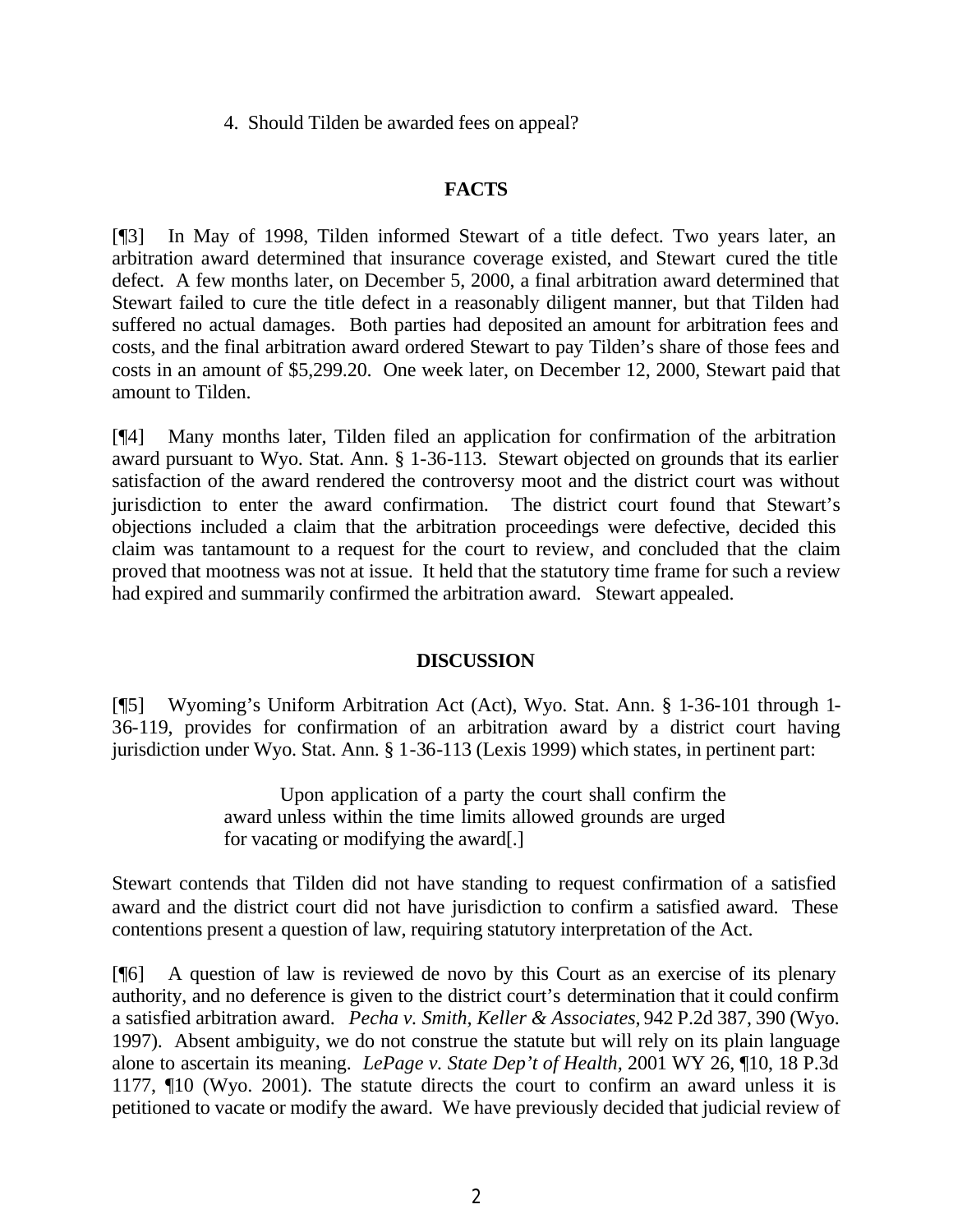4. Should Tilden be awarded fees on appeal?

## FACTS

[¶3] In May of 1998, Tilden informed Stewart of a title defect. Two years later, an arbitration award determined that insurance coverage existed, and Stewart cured the title defect. A few months later, on December 5, 2000, a final arbitration award determined that Stewart failed to cure the title defect in a reasonably diligent manner, but that Tilden had suffered no actual damages. Both parties had deposited an amount for arbitration fees and costs, and the final arbitration award ordered Stewart to pay Tilden's share of those fees and costs in an amount of $5,299.20. One week later, on December 12, 2000, Stewart paid that amount to Tilden.

[¶4] Many months later, Tilden filed an application for confirmation of the arbitration award pursuant to Wyo. Stat. Ann. § 1-36-113. Stewart objected on grounds that its earlier satisfaction of the award rendered the controversy moot and the district court was without jurisdiction to enter the award confirmation. The district court found that Stewart's objections included a claim that the arbitration proceedings were defective, decided this claim was tantamount to a request for the court to review, and concluded that the claim proved that mootness was not at issue. It held that the statutory time frame for such a review had expired and summarily confirmed the arbitration award. Stewart appealed.

## DISCUSSION

[¶5] Wyoming's Uniform Arbitration Act (Act), Wyo. Stat. Ann. § 1-36-101 through 1-36-119, provides for confirmation of an arbitration award by a district court having jurisdiction under Wyo. Stat. Ann. § 1-36-113 (Lexis 1999) which states, in pertinent part:

> Upon application of a party the court shall confirm the award unless within the time limits allowed grounds are urged for vacating or modifying the award[.]

Stewart contends that Tilden did not have standing to request confirmation of a satisfied award and the district court did not have jurisdiction to confirm a satisfied award. These contentions present a question of law, requiring statutory interpretation of the Act.

[¶6] A question of law is reviewed de novo by this Court as an exercise of its plenary authority, and no deference is given to the district court's determination that it could confirm a satisfied arbitration award. *Pecha v. Smith, Keller & Associates,* 942 P.2d 387, 390 (Wyo. 1997). Absent ambiguity, we do not construe the statute but will rely on its plain language alone to ascertain its meaning. *LePage v. State Dep't of Health,* 2001 WY 26, ¶10, 18 P.3d 1177, ¶10 (Wyo. 2001). The statute directs the court to confirm an award unless it is petitioned to vacate or modify the award. We have previously decided that judicial review of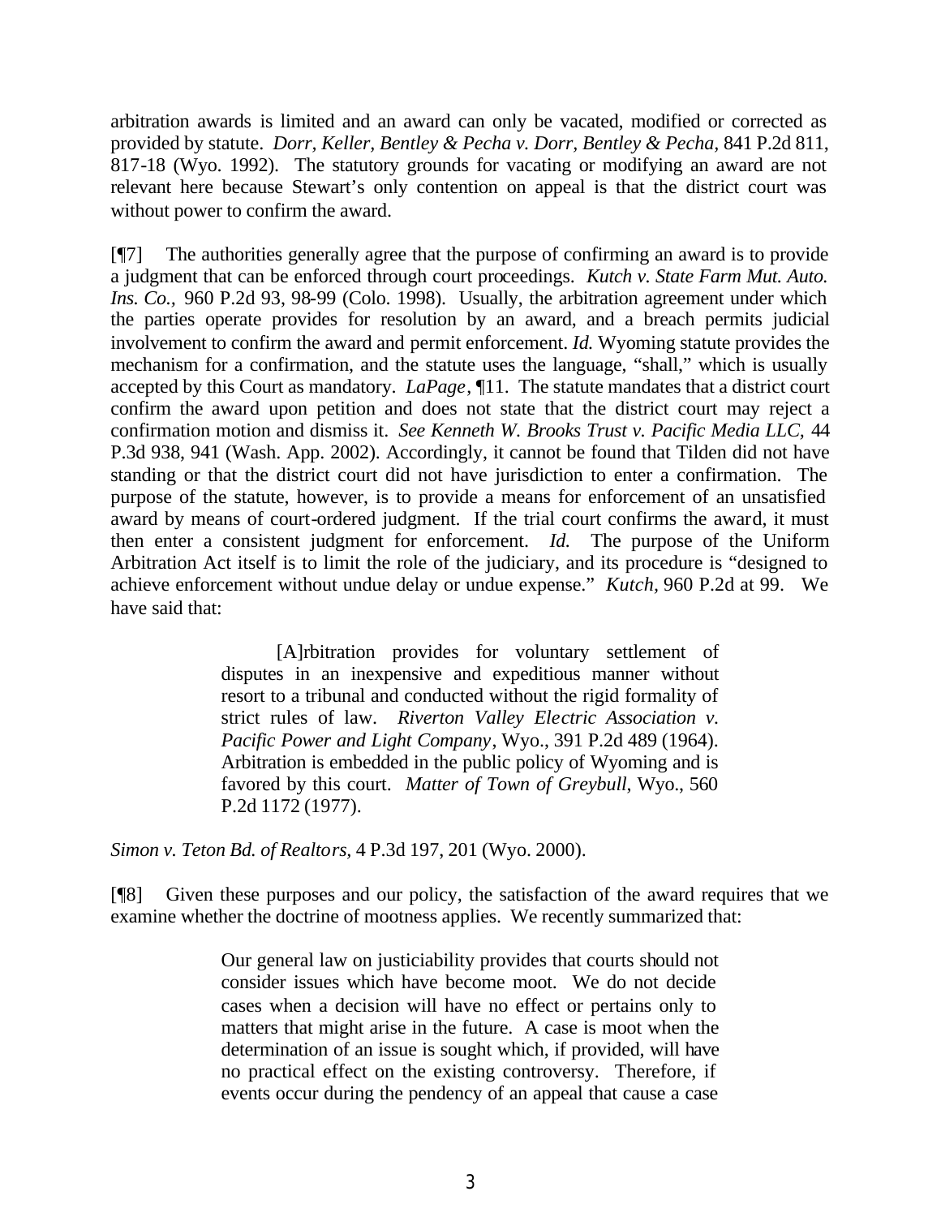arbitration awards is limited and an award can only be vacated, modified or corrected as provided by statute. *Dorr, Keller, Bentley & Pecha v. Dorr, Bentley & Pecha,* 841 P.2d 811, 817-18 (Wyo. 1992). The statutory grounds for vacating or modifying an award are not relevant here because Stewart's only contention on appeal is that the district court was without power to confirm the award.

[¶7] The authorities generally agree that the purpose of confirming an award is to provide a judgment that can be enforced through court proceedings. *Kutch v. State Farm Mut. Auto. Ins. Co.,* 960 P.2d 93, 98-99 (Colo. 1998). Usually, the arbitration agreement under which the parties operate provides for resolution by an award, and a breach permits judicial involvement to confirm the award and permit enforcement. *Id.* Wyoming statute provides the mechanism for a confirmation, and the statute uses the language, "shall," which is usually accepted by this Court as mandatory. *LaPage*, ¶11. The statute mandates that a district court confirm the award upon petition and does not state that the district court may reject a confirmation motion and dismiss it. *See Kenneth W. Brooks Trust v. Pacific Media LLC,* 44 P.3d 938, 941 (Wash. App. 2002). Accordingly, it cannot be found that Tilden did not have standing or that the district court did not have jurisdiction to enter a confirmation. The purpose of the statute, however, is to provide a means for enforcement of an unsatisfied award by means of court-ordered judgment. If the trial court confirms the award, it must then enter a consistent judgment for enforcement. *Id.* The purpose of the Uniform Arbitration Act itself is to limit the role of the judiciary, and its procedure is "designed to achieve enforcement without undue delay or undue expense." *Kutch,* 960 P.2d at 99. We have said that:

> [A]rbitration provides for voluntary settlement of disputes in an inexpensive and expeditious manner without resort to a tribunal and conducted without the rigid formality of strict rules of law. *Riverton Valley Electric Association v. Pacific Power and Light Company*, Wyo., 391 P.2d 489 (1964). Arbitration is embedded in the public policy of Wyoming and is favored by this court. *Matter of Town of Greybull*, Wyo., 560 P.2d 1172 (1977).

*Simon v. Teton Bd. of Realtors,* 4 P.3d 197, 201 (Wyo. 2000).

[¶8] Given these purposes and our policy, the satisfaction of the award requires that we examine whether the doctrine of mootness applies. We recently summarized that:

> Our general law on justiciability provides that courts should not consider issues which have become moot. We do not decide cases when a decision will have no effect or pertains only to matters that might arise in the future. A case is moot when the determination of an issue is sought which, if provided, will have no practical effect on the existing controversy. Therefore, if events occur during the pendency of an appeal that cause a case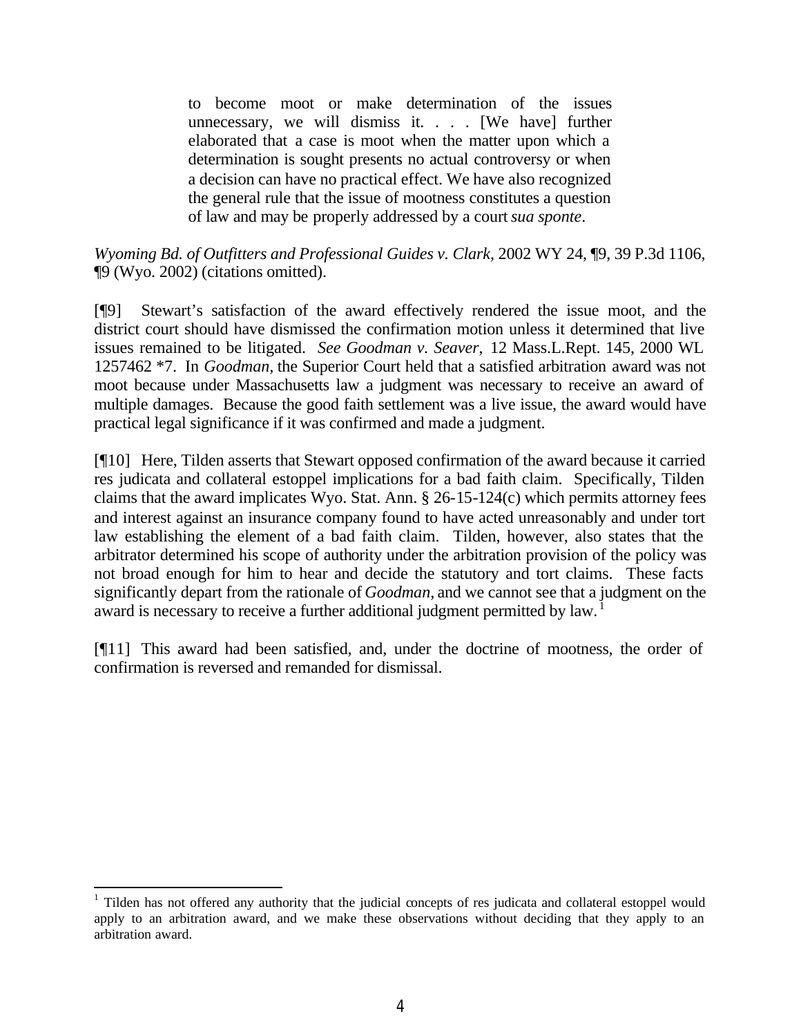> to become moot or make determination of the issues unnecessary, we will dismiss it. . . . [We have] further elaborated that a case is moot when the matter upon which a determination is sought presents no actual controversy or when a decision can have no practical effect. We have also recognized the general rule that the issue of mootness constitutes a question of law and may be properly addressed by a court *sua sponte*.

*Wyoming Bd. of Outfitters and Professional Guides v. Clark*, 2002 WY 24, ¶9, 39 P.3d 1106, ¶9 (Wyo. 2002) (citations omitted).

[¶9] Stewart's satisfaction of the award effectively rendered the issue moot, and the district court should have dismissed the confirmation motion unless it determined that live issues remained to be litigated. *See Goodman v. Seaver*, 12 Mass.L.Rept. 145, 2000 WL 1257462 *7. In *Goodman*, the Superior Court held that a satisfied arbitration award was not moot because under Massachusetts law a judgment was necessary to receive an award of multiple damages. Because the good faith settlement was a live issue, the award would have practical legal significance if it was confirmed and made a judgment.

[¶10] Here, Tilden asserts that Stewart opposed confirmation of the award because it carried res judicata and collateral estoppel implications for a bad faith claim. Specifically, Tilden claims that the award implicates Wyo. Stat. Ann. § 26-15-124(c) which permits attorney fees and interest against an insurance company found to have acted unreasonably and under tort law establishing the element of a bad faith claim. Tilden, however, also states that the arbitrator determined his scope of authority under the arbitration provision of the policy was not broad enough for him to hear and decide the statutory and tort claims. These facts significantly depart from the rationale of *Goodman*, and we cannot see that a judgment on the award is necessary to receive a further additional judgment permitted by law.[1]

[¶11] This award had been satisfied, and, under the doctrine of mootness, the order of confirmation is reversed and remanded for dismissal.

---

[1] Tilden has not offered any authority that the judicial concepts of res judicata and collateral estoppel would apply to an arbitration award, and we make these observations without deciding that they apply to an arbitration award.